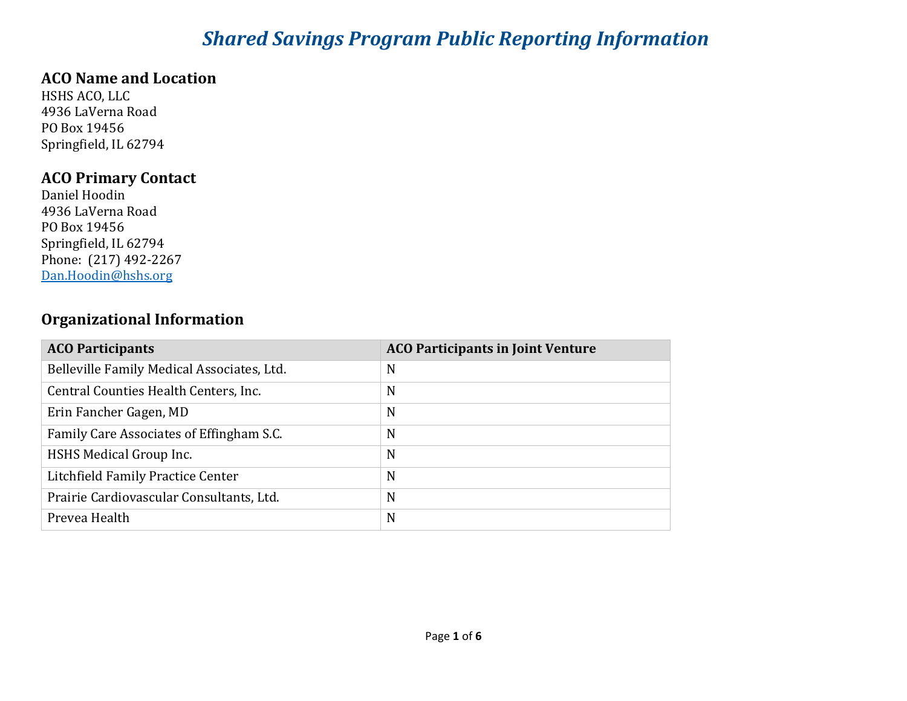# *Shared Savings Program Public Reporting Information*

## ACO Name and Location

HSHS ACO, LLC
4936 LaVerna Road
PO Box 19456
Springfield, IL 62794

## ACO Primary Contact

Daniel Hoodin
4936 LaVerna Road
PO Box 19456
Springfield, IL 62794
Phone: (217) 492-2267
Dan.Hoodin@hshs.org

## Organizational Information

| ACO Participants | ACO Participants in Joint Venture |
| --- | --- |
| Belleville Family Medical Associates, Ltd. | N |
| Central Counties Health Centers, Inc. | N |
| Erin Fancher Gagen, MD | N |
| Family Care Associates of Effingham S.C. | N |
| HSHS Medical Group Inc. | N |
| Litchfield Family Practice Center | N |
| Prairie Cardiovascular Consultants, Ltd. | N |
| Prevea Health | N |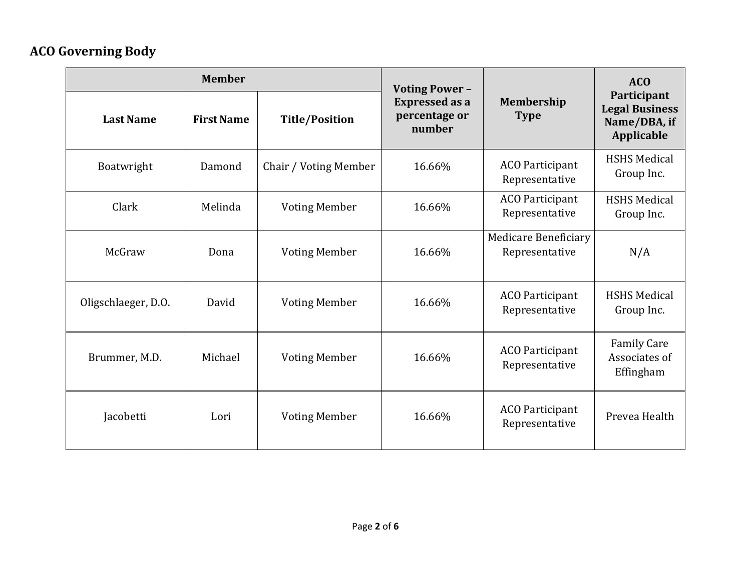## ACO Governing Body

| Member | | | Voting Power – Expressed as a percentage or number | Membership Type | ACO Participant Legal Business Name/DBA, if Applicable |
|---|---|---|---|---|---|
| **Last Name** | **First Name** | **Title/Position** | | | |
| Boatwright | Damond | Chair / Voting Member | 16.66% | ACO Participant Representative | HSHS Medical Group Inc. |
| Clark | Melinda | Voting Member | 16.66% | ACO Participant Representative | HSHS Medical Group Inc. |
| McGraw | Dona | Voting Member | 16.66% | Medicare Beneficiary Representative | N/A |
| Oligschlaeger, D.O. | David | Voting Member | 16.66% | ACO Participant Representative | HSHS Medical Group Inc. |
| Brummer, M.D. | Michael | Voting Member | 16.66% | ACO Participant Representative | Family Care Associates of Effingham |
| Jacobetti | Lori | Voting Member | 16.66% | ACO Participant Representative | Prevea Health |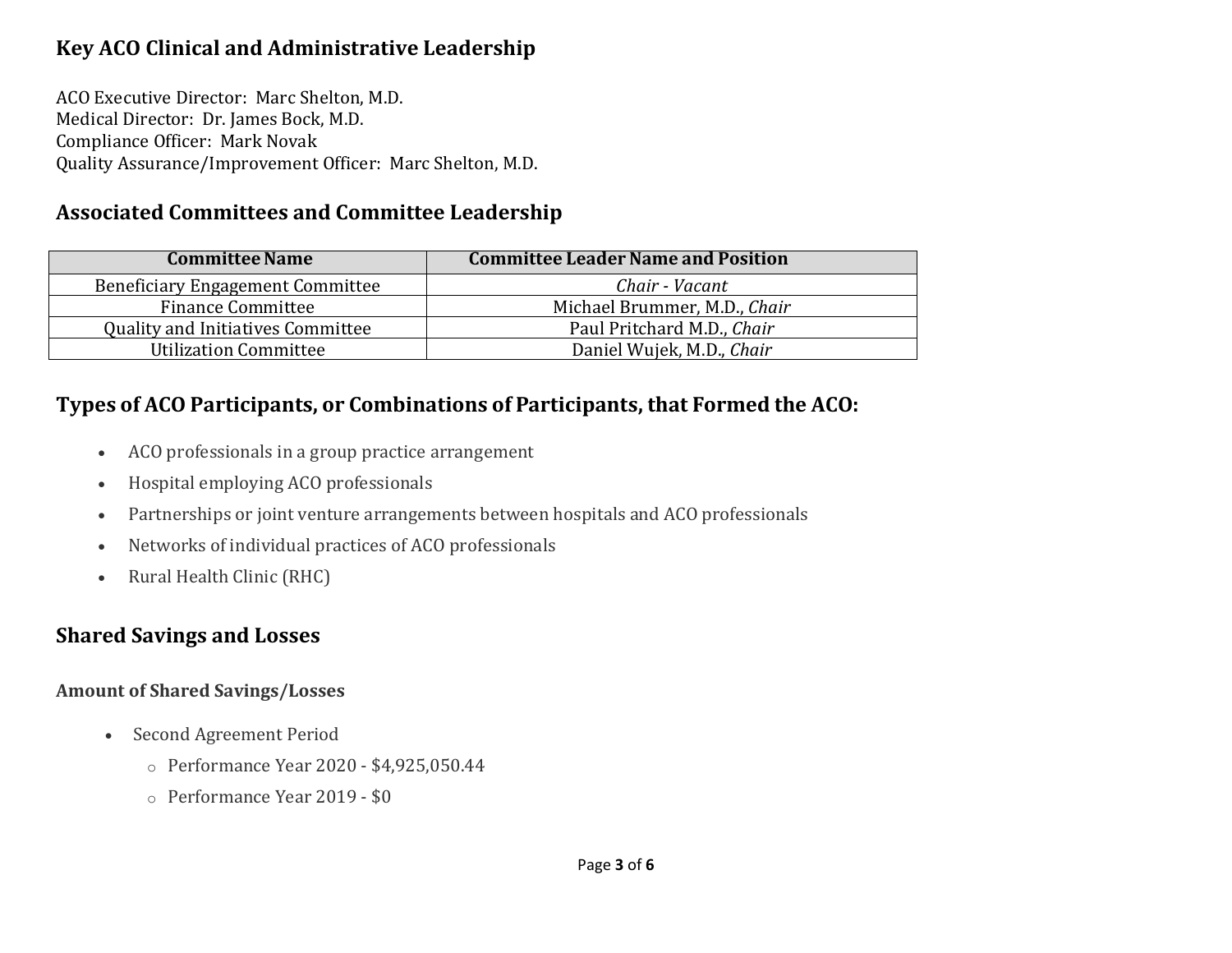## Key ACO Clinical and Administrative Leadership

ACO Executive Director: Marc Shelton, M.D.
Medical Director: Dr. James Bock, M.D.
Compliance Officer: Mark Novak
Quality Assurance/Improvement Officer: Marc Shelton, M.D.

## Associated Committees and Committee Leadership

| Committee Name | Committee Leader Name and Position |
|---|---|
| Beneficiary Engagement Committee | *Chair - Vacant* |
| Finance Committee | Michael Brummer, M.D., *Chair* |
| Quality and Initiatives Committee | Paul Pritchard M.D., *Chair* |
| Utilization Committee | Daniel Wujek, M.D., *Chair* |

## Types of ACO Participants, or Combinations of Participants, that Formed the ACO:

- ACO professionals in a group practice arrangement
- Hospital employing ACO professionals
- Partnerships or joint venture arrangements between hospitals and ACO professionals
- Networks of individual practices of ACO professionals
- Rural Health Clinic (RHC)

## Shared Savings and Losses

### Amount of Shared Savings/Losses

- Second Agreement Period
  - Performance Year 2020 - $4,925,050.44
  - Performance Year 2019 - $0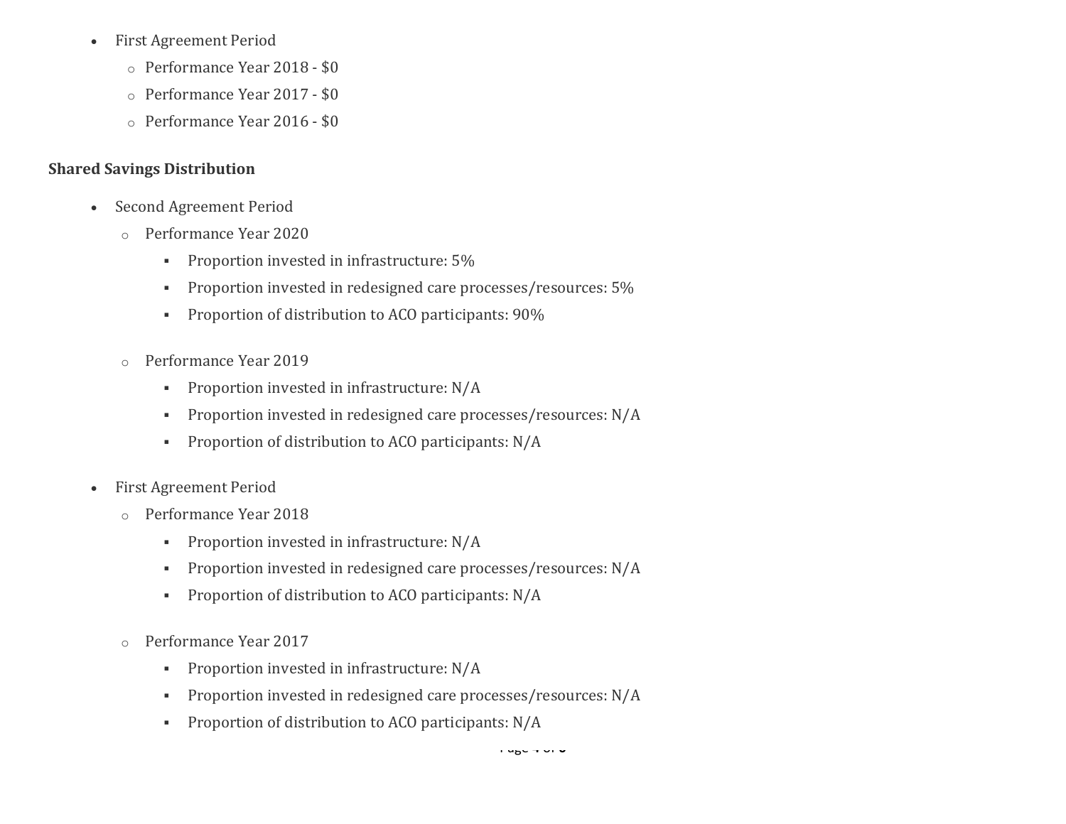- First Agreement Period
  - Performance Year 2018 - $0
  - Performance Year 2017 - $0
  - Performance Year 2016 - $0

**Shared Savings Distribution**

- Second Agreement Period
  - Performance Year 2020
    - Proportion invested in infrastructure: 5%
    - Proportion invested in redesigned care processes/resources: 5%
    - Proportion of distribution to ACO participants: 90%

  - Performance Year 2019
    - Proportion invested in infrastructure: N/A
    - Proportion invested in redesigned care processes/resources: N/A
    - Proportion of distribution to ACO participants: N/A

- First Agreement Period
  - Performance Year 2018
    - Proportion invested in infrastructure: N/A
    - Proportion invested in redesigned care processes/resources: N/A
    - Proportion of distribution to ACO participants: N/A

  - Performance Year 2017
    - Proportion invested in infrastructure: N/A
    - Proportion invested in redesigned care processes/resources: N/A
    - Proportion of distribution to ACO participants: N/A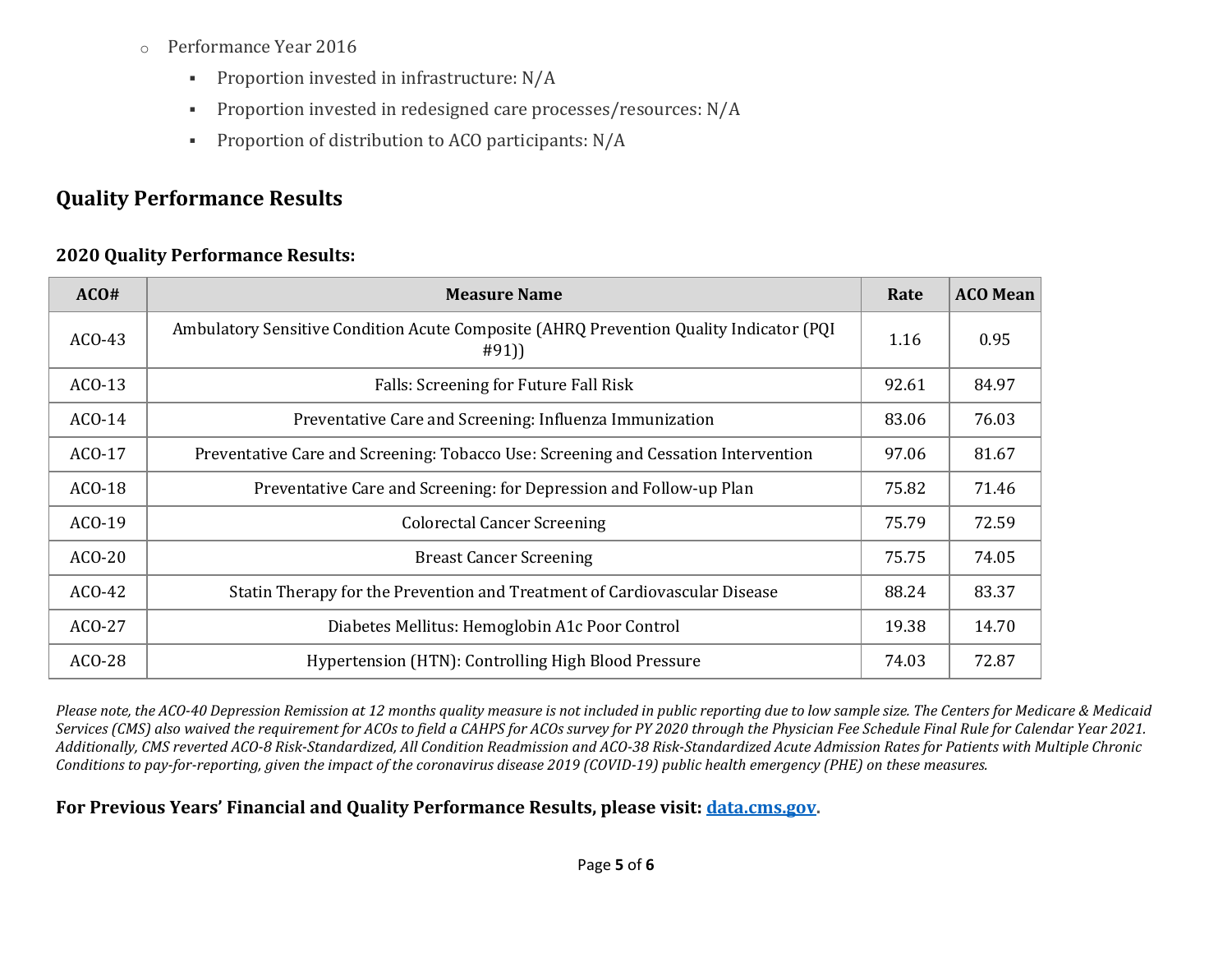- Performance Year 2016
  - Proportion invested in infrastructure: N/A
  - Proportion invested in redesigned care processes/resources: N/A
  - Proportion of distribution to ACO participants: N/A

## Quality Performance Results

### 2020 Quality Performance Results:

| ACO# | Measure Name | Rate | ACO Mean |
|---|---|---|---|
| ACO-43 | Ambulatory Sensitive Condition Acute Composite (AHRQ Prevention Quality Indicator (PQI #91)) | 1.16 | 0.95 |
| ACO-13 | Falls: Screening for Future Fall Risk | 92.61 | 84.97 |
| ACO-14 | Preventative Care and Screening: Influenza Immunization | 83.06 | 76.03 |
| ACO-17 | Preventative Care and Screening: Tobacco Use: Screening and Cessation Intervention | 97.06 | 81.67 |
| ACO-18 | Preventative Care and Screening: for Depression and Follow-up Plan | 75.82 | 71.46 |
| ACO-19 | Colorectal Cancer Screening | 75.79 | 72.59 |
| ACO-20 | Breast Cancer Screening | 75.75 | 74.05 |
| ACO-42 | Statin Therapy for the Prevention and Treatment of Cardiovascular Disease | 88.24 | 83.37 |
| ACO-27 | Diabetes Mellitus: Hemoglobin A1c Poor Control | 19.38 | 14.70 |
| ACO-28 | Hypertension (HTN): Controlling High Blood Pressure | 74.03 | 72.87 |

*Please note, the ACO-40 Depression Remission at 12 months quality measure is not included in public reporting due to low sample size. The Centers for Medicare & Medicaid Services (CMS) also waived the requirement for ACOs to field a CAHPS for ACOs survey for PY 2020 through the Physician Fee Schedule Final Rule for Calendar Year 2021. Additionally, CMS reverted ACO-8 Risk-Standardized, All Condition Readmission and ACO-38 Risk-Standardized Acute Admission Rates for Patients with Multiple Chronic Conditions to pay-for-reporting, given the impact of the coronavirus disease 2019 (COVID-19) public health emergency (PHE) on these measures.*

**For Previous Years' Financial and Quality Performance Results, please visit: [data.cms.gov](data.cms.gov).**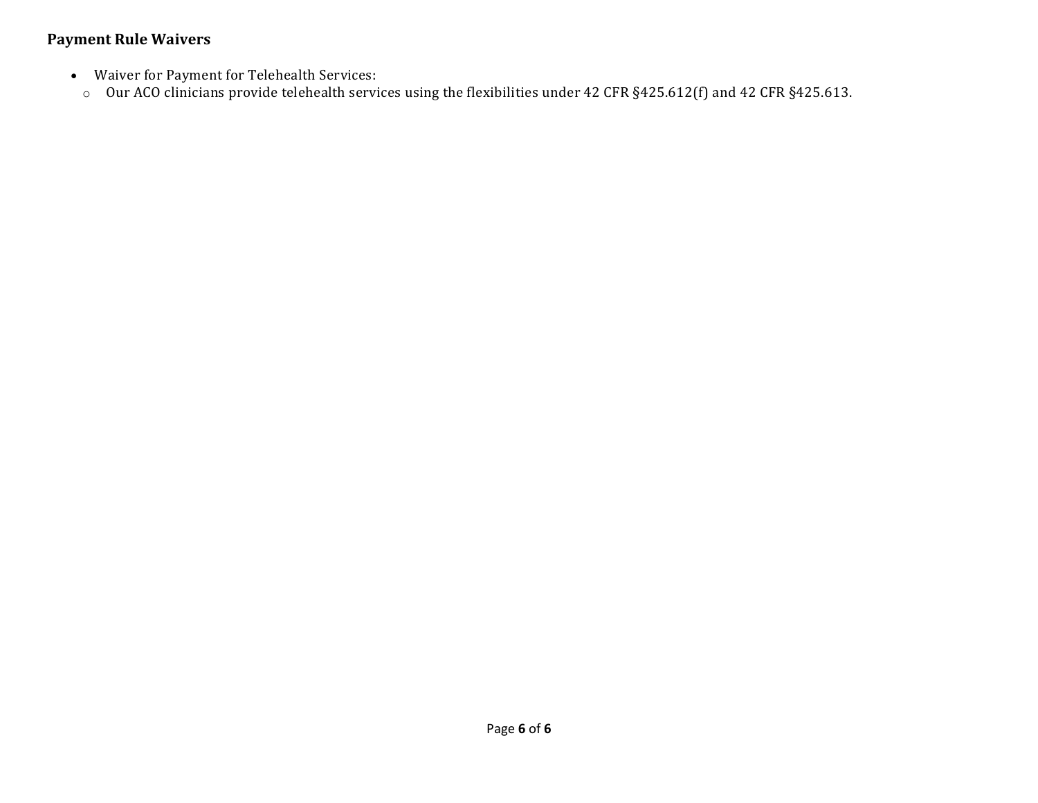### Payment Rule Waivers

- Waiver for Payment for Telehealth Services:
  - Our ACO clinicians provide telehealth services using the flexibilities under 42 CFR §425.612(f) and 42 CFR §425.613.